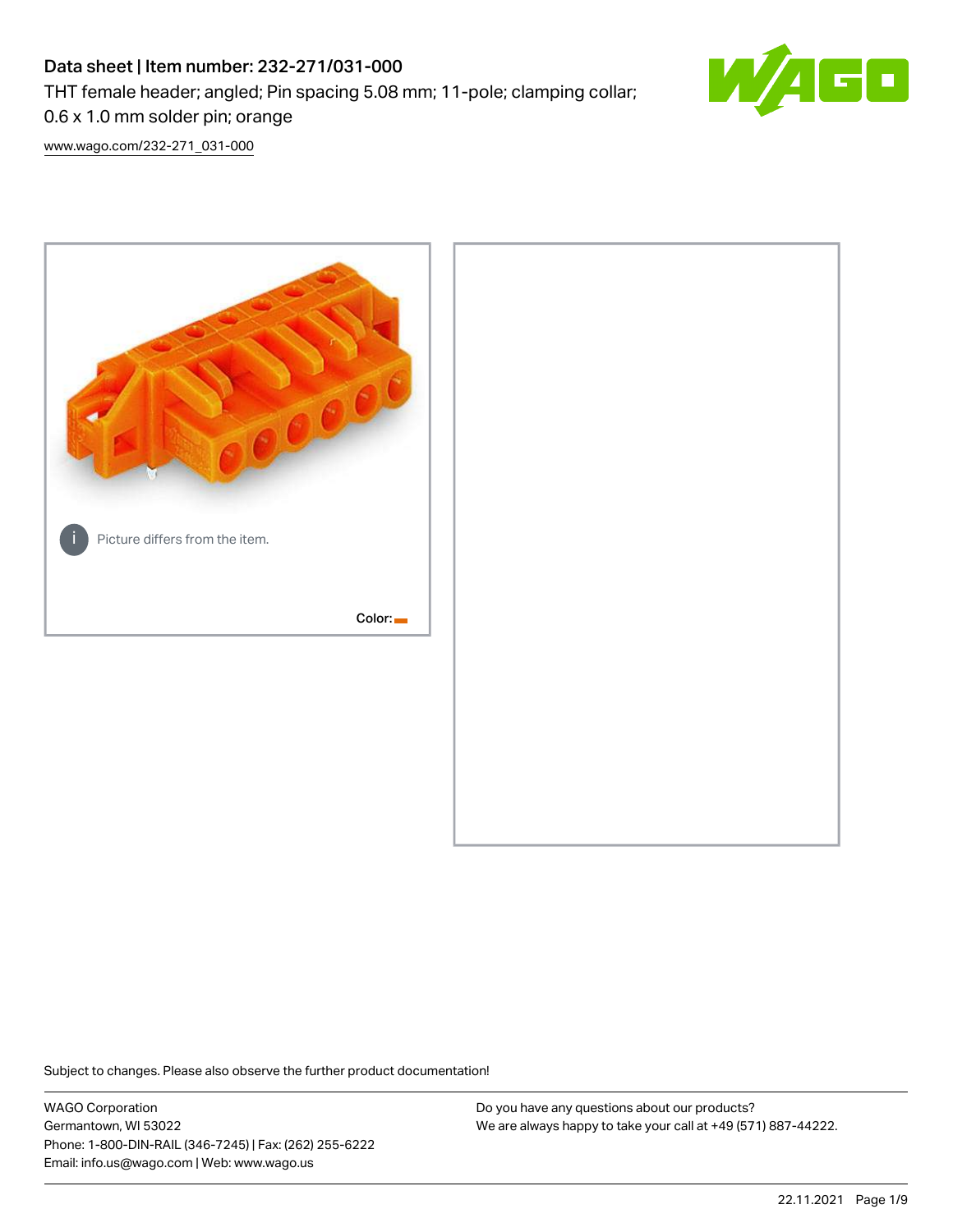# Data sheet | Item number: 232-271/031-000

THT female header; angled; Pin spacing 5.08 mm; 11-pole; clamping collar; 0.6 x 1.0 mm solder pin; orange

www.wago.com/232-271_031-000

Picture differs from the item.

Color:

Subject to changes. Please also observe the further product documentation!

WAGO Corporation
Germantown, WI 53022
Phone: 1-800-DIN-RAIL (346-7245) | Fax: (262) 255-6222
Email: info.us@wago.com | Web: www.wago.us

Do you have any questions about our products?
We are always happy to take your call at +49 (571) 887-44222.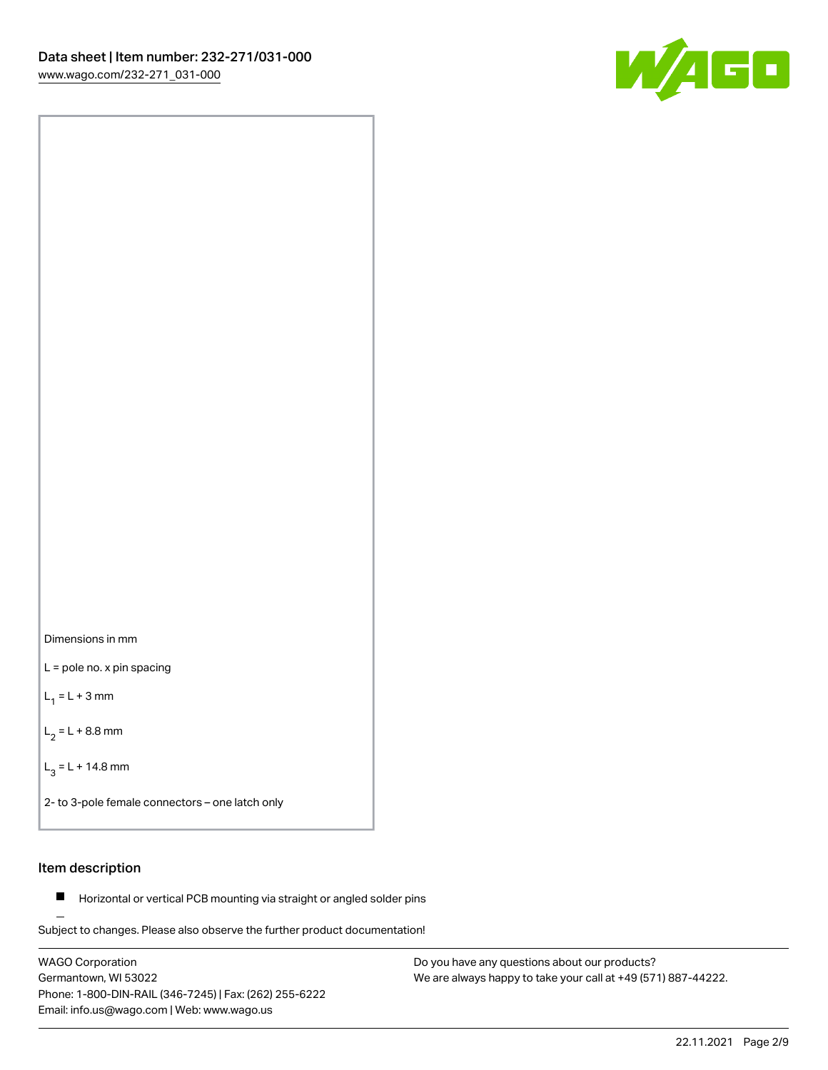Dimensions in mm

L = pole no. x pin spacing

$L_1$ = L + 3 mm

$L_2$ = L + 8.8 mm

$L_3$ = L + 14.8 mm

2- to 3-pole female connectors – one latch only

## Item description

- Horizontal or vertical PCB mounting via straight or angled solder pins

Subject to changes. Please also observe the further product documentation!

WAGO Corporation
Germantown, WI 53022
Phone: 1-800-DIN-RAIL (346-7245) | Fax: (262) 255-6222
Email: info.us@wago.com | Web: www.wago.us

Do you have any questions about our products?
We are always happy to take your call at +49 (571) 887-44222.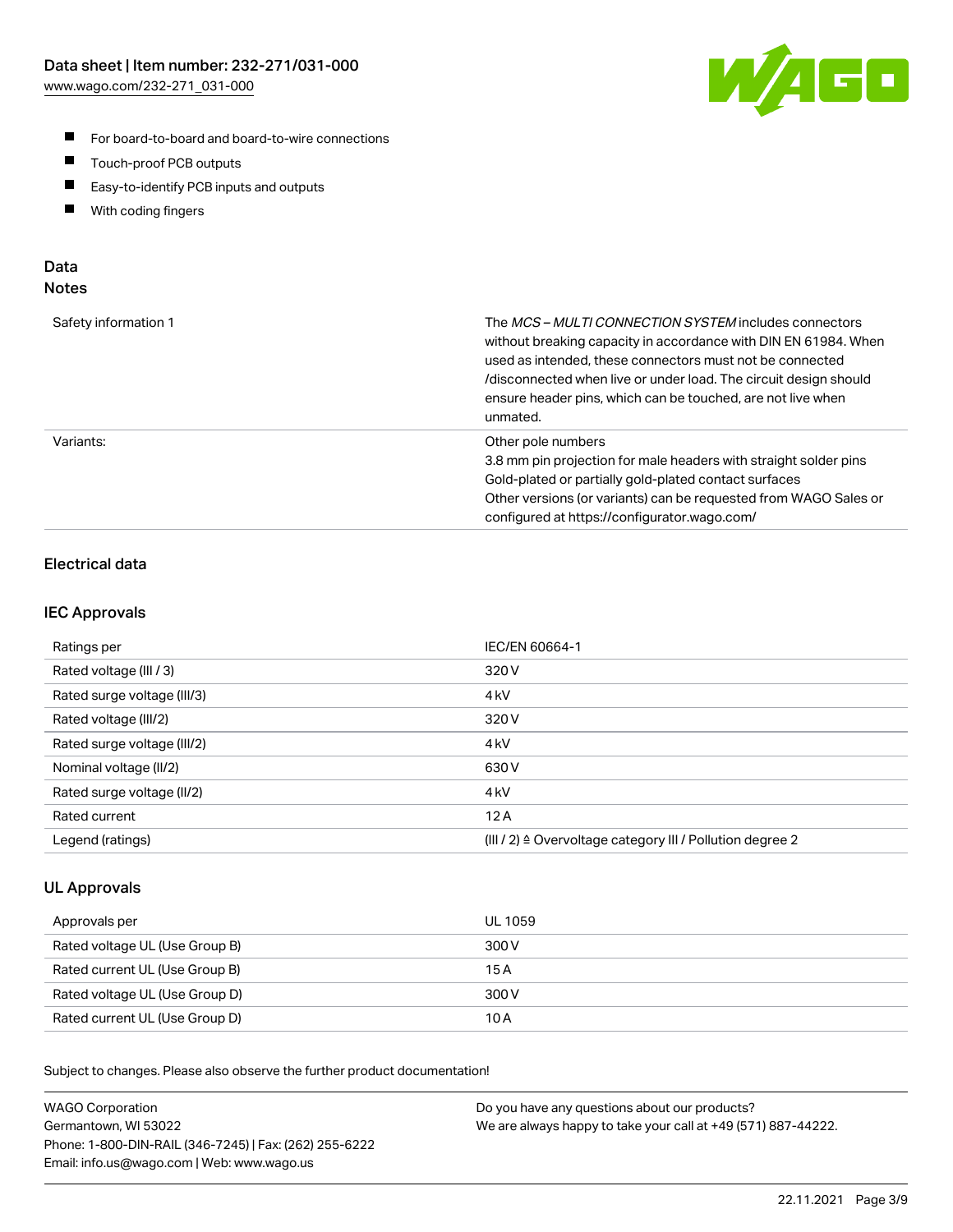- For board-to-board and board-to-wire connections
- Touch-proof PCB outputs
- Easy-to-identify PCB inputs and outputs
- With coding fingers

## Data
### Notes

| | |
|---|---|
| Safety information 1 | The *MCS – MULTI CONNECTION SYSTEM* includes connectors without breaking capacity in accordance with DIN EN 61984. When used as intended, these connectors must not be connected /disconnected when live or under load. The circuit design should ensure header pins, which can be touched, are not live when unmated. |
| Variants: | Other pole numbers<br>3.8 mm pin projection for male headers with straight solder pins<br>Gold-plated or partially gold-plated contact surfaces<br>Other versions (or variants) can be requested from WAGO Sales or configured at https://configurator.wago.com/ |

### Electrical data

### IEC Approvals

| | |
|---|---|
| Ratings per | IEC/EN 60664-1 |
| Rated voltage (III / 3) | 320 V |
| Rated surge voltage (III/3) | 4 kV |
| Rated voltage (III/2) | 320 V |
| Rated surge voltage (III/2) | 4 kV |
| Nominal voltage (II/2) | 630 V |
| Rated surge voltage (II/2) | 4 kV |
| Rated current | 12 A |
| Legend (ratings) | (III / 2) ≙ Overvoltage category III / Pollution degree 2 |

### UL Approvals

| | |
|---|---|
| Approvals per | UL 1059 |
| Rated voltage UL (Use Group B) | 300 V |
| Rated current UL (Use Group B) | 15 A |
| Rated voltage UL (Use Group D) | 300 V |
| Rated current UL (Use Group D) | 10 A |

Subject to changes. Please also observe the further product documentation!

WAGO Corporation
Germantown, WI 53022
Phone: 1-800-DIN-RAIL (346-7245) | Fax: (262) 255-6222
Email: info.us@wago.com | Web: www.wago.us

Do you have any questions about our products?
We are always happy to take your call at +49 (571) 887-44222.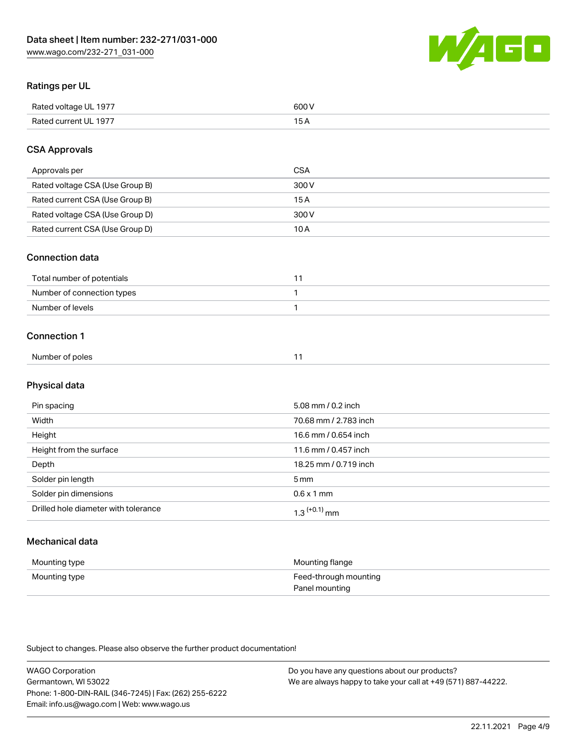## Ratings per UL

| | |
|---|---|
| Rated voltage UL 1977 | 600 V |
| Rated current UL 1977 | 15 A |

## CSA Approvals

| | |
|---|---|
| Approvals per | CSA |
| Rated voltage CSA (Use Group B) | 300 V |
| Rated current CSA (Use Group B) | 15 A |
| Rated voltage CSA (Use Group D) | 300 V |
| Rated current CSA (Use Group D) | 10 A |

## Connection data

| | |
|---|---|
| Total number of potentials | 11 |
| Number of connection types | 1 |
| Number of levels | 1 |

## Connection 1

| | |
|---|---|
| Number of poles | 11 |

## Physical data

| | |
|---|---|
| Pin spacing | 5.08 mm / 0.2 inch |
| Width | 70.68 mm / 2.783 inch |
| Height | 16.6 mm / 0.654 inch |
| Height from the surface | 11.6 mm / 0.457 inch |
| Depth | 18.25 mm / 0.719 inch |
| Solder pin length | 5 mm |
| Solder pin dimensions | 0.6 x 1 mm |
| Drilled hole diameter with tolerance | $1.3^{(+0.1)}$ mm |

## Mechanical data

| | |
|---|---|
| Mounting type | Mounting flange |
| Mounting type | Feed-through mounting<br>Panel mounting |

Subject to changes. Please also observe the further product documentation!

WAGO Corporation
Germantown, WI 53022
Phone: 1-800-DIN-RAIL (346-7245) | Fax: (262) 255-6222
Email: info.us@wago.com | Web: www.wago.us

Do you have any questions about our products?
We are always happy to take your call at +49 (571) 887-44222.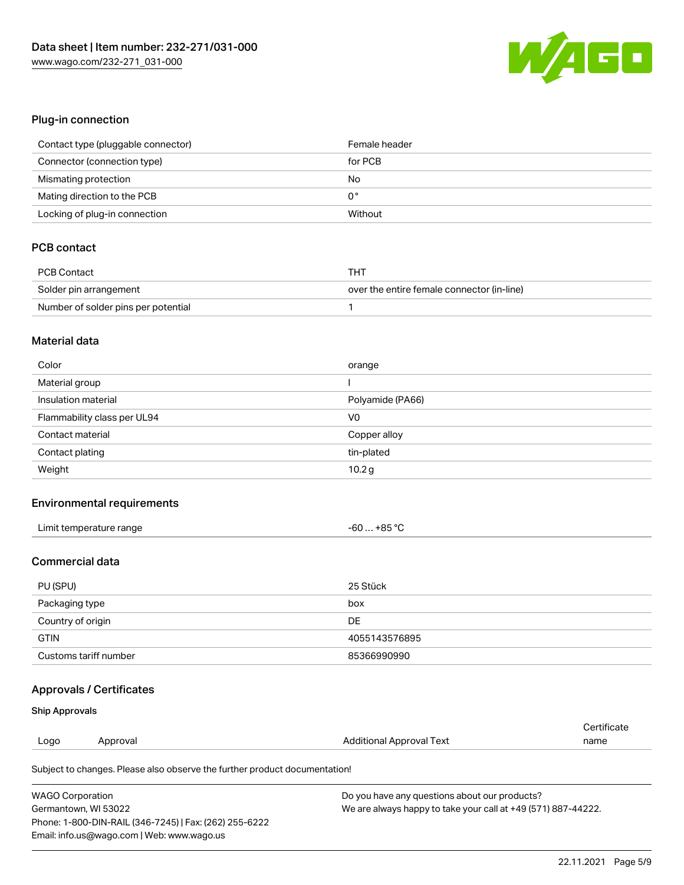## Plug-in connection

| | |
|---|---|
| Contact type (pluggable connector) | Female header |
| Connector (connection type) | for PCB |
| Mismating protection | No |
| Mating direction to the PCB | 0 ° |
| Locking of plug-in connection | Without |

## PCB contact

| | |
|---|---|
| PCB Contact | THT |
| Solder pin arrangement | over the entire female connector (in-line) |
| Number of solder pins per potential | 1 |

## Material data

| | |
|---|---|
| Color | orange |
| Material group | I |
| Insulation material | Polyamide (PA66) |
| Flammability class per UL94 | V0 |
| Contact material | Copper alloy |
| Contact plating | tin-plated |
| Weight | 10.2 g |

## Environmental requirements

| | |
|---|---|
| Limit temperature range | -60 … +85 °C |

## Commercial data

| | |
|---|---|
| PU (SPU) | 25 Stück |
| Packaging type | box |
| Country of origin | DE |
| GTIN | 4055143576895 |
| Customs tariff number | 85366990990 |

## Approvals / Certificates

### Ship Approvals

| Logo | Approval | Additional Approval Text | Certificate name |
|---|---|---|---|

Subject to changes. Please also observe the further product documentation!

WAGO Corporation
Germantown, WI 53022
Phone: 1-800-DIN-RAIL (346-7245) | Fax: (262) 255-6222
Email: info.us@wago.com | Web: www.wago.us

Do you have any questions about our products?
We are always happy to take your call at +49 (571) 887-44222.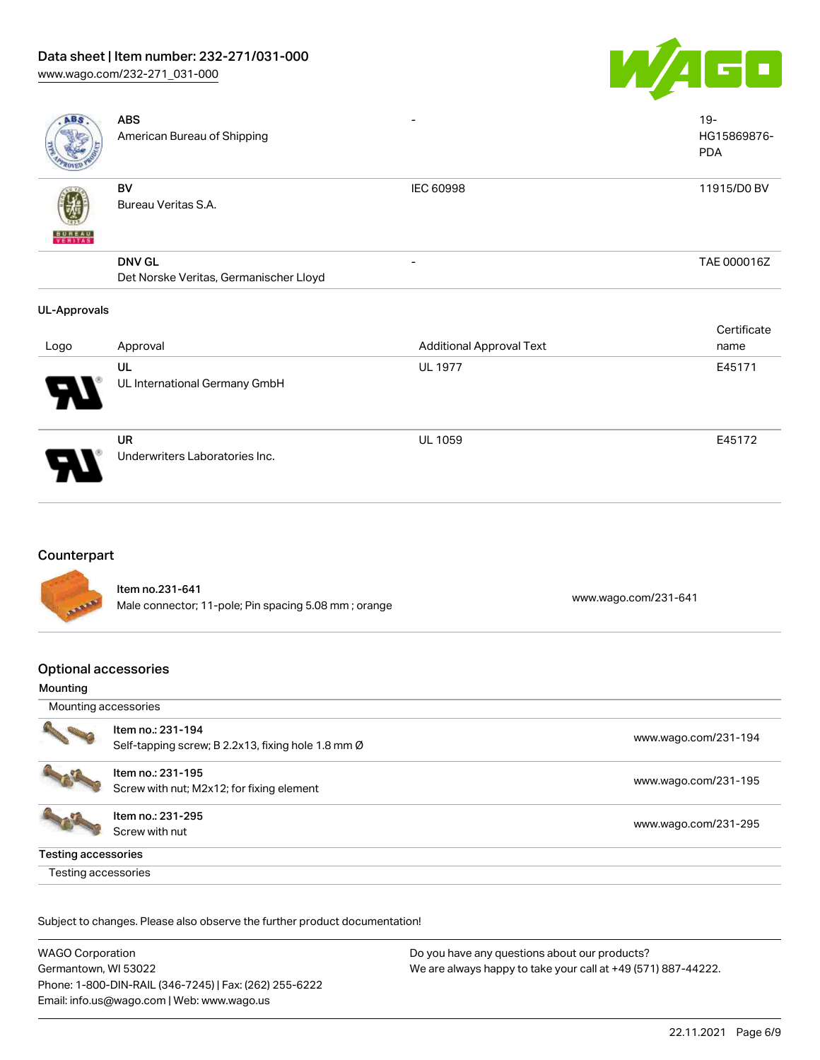| Logo | Approval | Additional Approval Text | Certificate name |
| --- | --- | --- | --- |
| | **ABS**<br>American Bureau of Shipping | - | 19-HG15869876-PDA |
| | **BV**<br>Bureau Veritas S.A. | IEC 60998 | 11915/D0 BV |
| | **DNV GL**<br>Det Norske Veritas, Germanischer Lloyd | - | TAE 000016Z |

**UL-Approvals**

| Logo | Approval | Additional Approval Text | Certificate name |
| --- | --- | --- | --- |
| | **UL**<br>UL International Germany GmbH | UL 1977 | E45171 |
| | **UR**<br>Underwriters Laboratories Inc. | UL 1059 | E45172 |

## Counterpart

| Item | Link |
| --- | --- |
| Item no.231-641<br>Male connector; 11-pole; Pin spacing 5.08 mm ; orange | www.wago.com/231-641 |

## Optional accessories

### Mounting

Mounting accessories

| Item | Link |
| --- | --- |
| Item no.: 231-194<br>Self-tapping screw; B 2.2x13, fixing hole 1.8 mm Ø | www.wago.com/231-194 |
| Item no.: 231-195<br>Screw with nut; M2x12; for fixing element | www.wago.com/231-195 |
| Item no.: 231-295<br>Screw with nut | www.wago.com/231-295 |

### Testing accessories

Testing accessories

Subject to changes. Please also observe the further product documentation!

WAGO Corporation
Germantown, WI 53022
Phone: 1-800-DIN-RAIL (346-7245) | Fax: (262) 255-6222
Email: info.us@wago.com | Web: www.wago.us

Do you have any questions about our products?
We are always happy to take your call at +49 (571) 887-44222.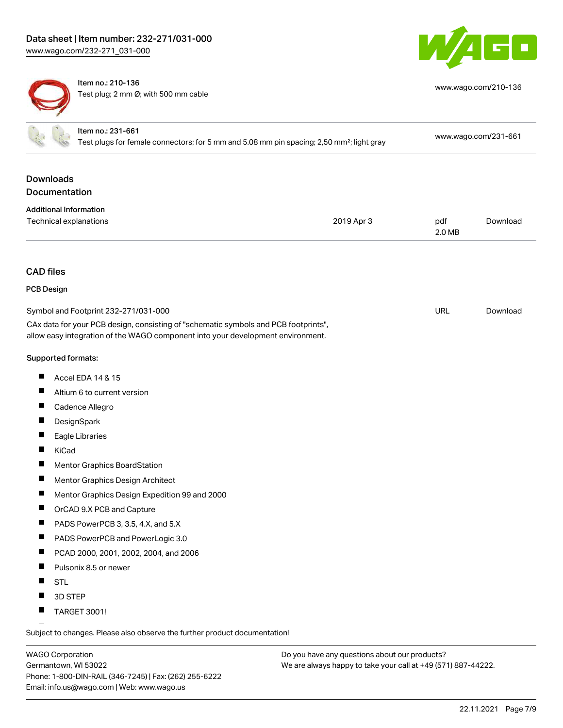| Item no.: 210-136 | |
| --- | --- |
| Test plug; 2 mm Ø; with 500 mm cable | www.wago.com/210-136 |
| **Item no.: 231-661** | |
| Test plugs for female connectors; for 5 mm and 5.08 mm pin spacing; 2,50 mm²; light gray | www.wago.com/231-661 |

## Downloads

## Documentation

### Additional Information

| | | | |
| --- | --- | --- | --- |
| Technical explanations | 2019 Apr 3 | pdf 2.0 MB | Download |

## CAD files

### PCB Design

| | | |
| --- | --- | --- |
| Symbol and Footprint 232-271/031-000 | URL | Download |

CAx data for your PCB design, consisting of "schematic symbols and PCB footprints", allow easy integration of the WAGO component into your development environment.

**Supported formats:**

- Accel EDA 14 & 15
- Altium 6 to current version
- Cadence Allegro
- DesignSpark
- Eagle Libraries
- KiCad
- Mentor Graphics BoardStation
- Mentor Graphics Design Architect
- Mentor Graphics Design Expedition 99 and 2000
- OrCAD 9.X PCB and Capture
- PADS PowerPCB 3, 3.5, 4.X, and 5.X
- PADS PowerPCB and PowerLogic 3.0
- PCAD 2000, 2001, 2002, 2004, and 2006
- Pulsonix 8.5 or newer
- STL
- 3D STEP
- TARGET 3001!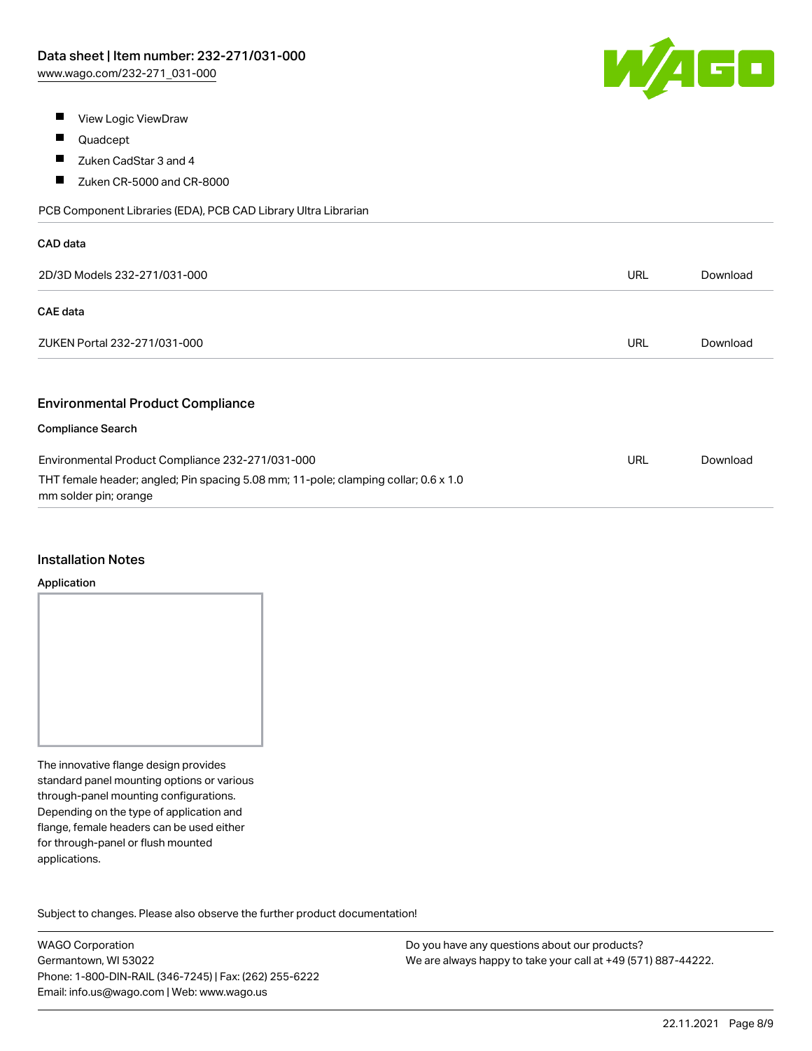- View Logic ViewDraw
- Quadcept
- Zuken CadStar 3 and 4
- Zuken CR-5000 and CR-8000

PCB Component Libraries (EDA), PCB CAD Library Ultra Librarian

**CAD data**

| | | |
|---|---|---|
| 2D/3D Models 232-271/031-000 | URL | Download |

**CAE data**

| | | |
|---|---|---|
| ZUKEN Portal 232-271/031-000 | URL | Download |

## Environmental Product Compliance

**Compliance Search**

| | | |
|---|---|---|
| Environmental Product Compliance 232-271/031-000<br>THT female header; angled; Pin spacing 5.08 mm; 11-pole; clamping collar; 0.6 x 1.0 mm solder pin; orange | URL | Download |

## Installation Notes

**Application**

The innovative flange design provides standard panel mounting options or various through-panel mounting configurations. Depending on the type of application and flange, female headers can be used either for through-panel or flush mounted applications.

Subject to changes. Please also observe the further product documentation!

WAGO Corporation
Germantown, WI 53022
Phone: 1-800-DIN-RAIL (346-7245) | Fax: (262) 255-6222
Email: info.us@wago.com | Web: www.wago.us

Do you have any questions about our products?
We are always happy to take your call at +49 (571) 887-44222.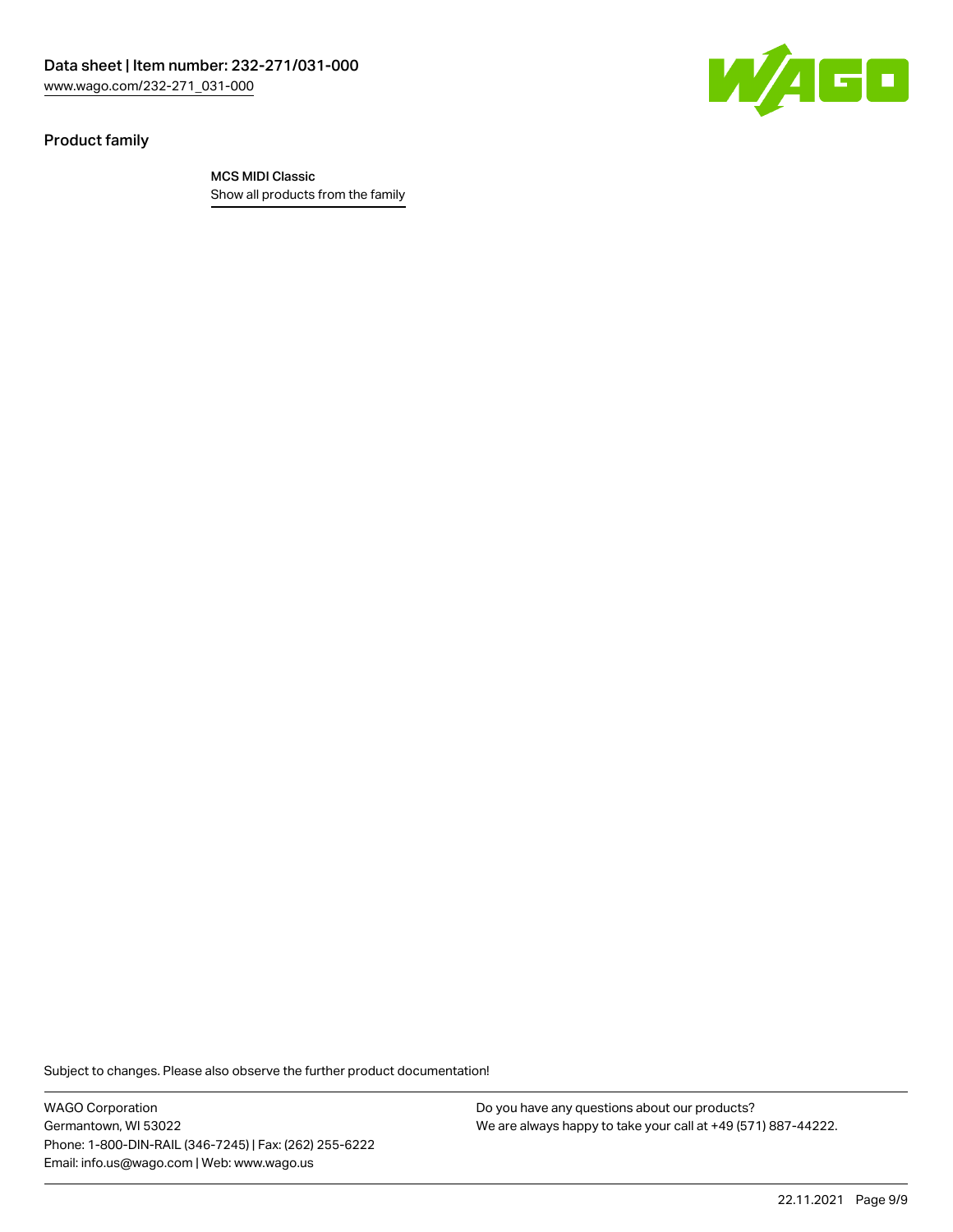## Product family

MCS MIDI Classic
Show all products from the family

Subject to changes. Please also observe the further product documentation!

WAGO Corporation
Germantown, WI 53022
Phone: 1-800-DIN-RAIL (346-7245) | Fax: (262) 255-6222
Email: info.us@wago.com | Web: www.wago.us

Do you have any questions about our products?
We are always happy to take your call at +49 (571) 887-44222.